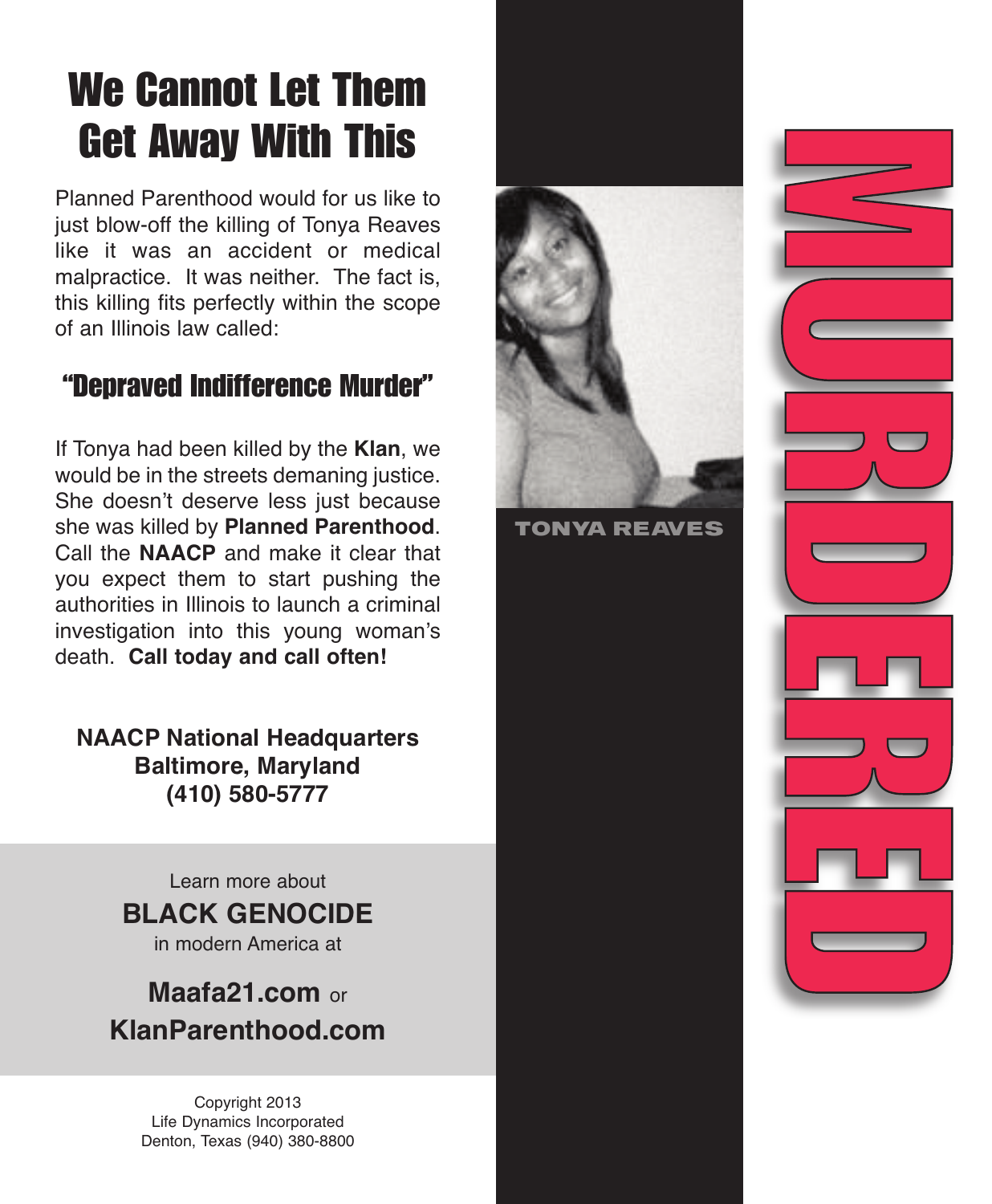# We Cannot Let Them Get Away With This

Planned Parenthood would for us like to just blow-off the killing of Tonya Reaves like it was an accident or medical malpractice. It was neither. The fact is, this killing fits perfectly within the scope of an Illinois law called:

## "Depraved Indifference Murder"

If Tonya had been killed by the **Klan**, we would be in the streets demaning justice. She doesn't deserve less just because she was killed by **Planned Parenthood**. Call the **NAACP** and make it clear that you expect them to start pushing the authorities in Illinois to launch a criminal investigation into this young woman's death. **Call today and call often!**

**NAACP National Headquarters**
**Baltimore, Maryland**
**(410) 580-5777**

Learn more about
**BLACK GENOCIDE**
in modern America at

**Maafa21.com** or
**KlanParenthood.com**

Copyright 2013
Life Dynamics Incorporated
Denton, Texas (940) 380-8800

TONYA REAVES

# MURDERED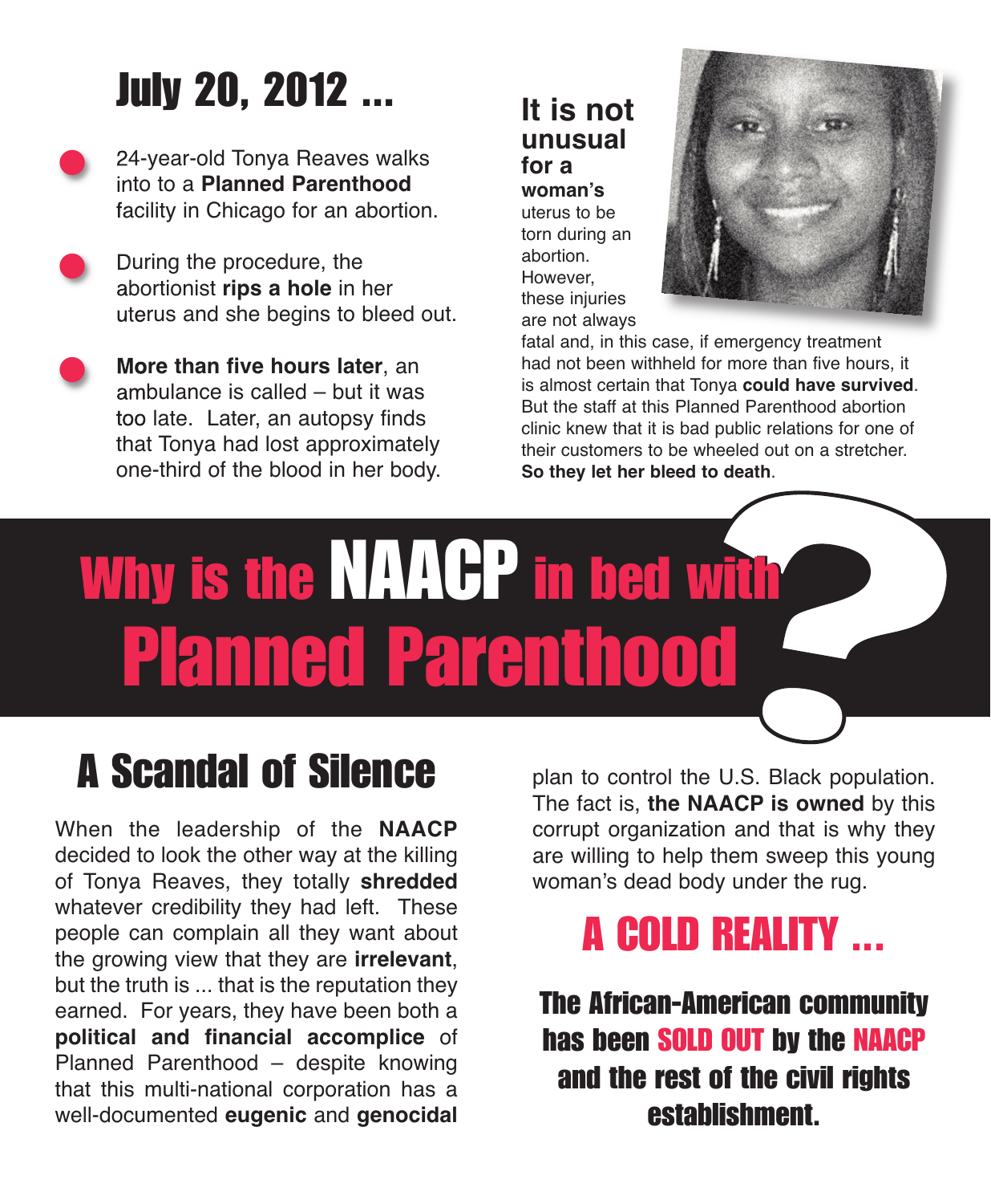# July 20, 2012 ...

- 24-year-old Tonya Reaves walks into to a **Planned Parenthood** facility in Chicago for an abortion.
- During the procedure, the abortionist **rips a hole** in her uterus and she begins to bleed out.
- **More than five hours later**, an ambulance is called – but it was too late. Later, an autopsy finds that Tonya had lost approximately one-third of the blood in her body.

**It is not unusual for a woman's** uterus to be torn during an abortion. However, these injuries are not always fatal and, in this case, if emergency treatment had not been withheld for more than five hours, it is almost certain that Tonya **could have survived**. But the staff at this Planned Parenthood abortion clinic knew that it is bad public relations for one of their customers to be wheeled out on a stretcher. **So they let her bleed to death**.

# Why is the NAACP in bed with Planned Parenthood?

## A Scandal of Silence

When the leadership of the **NAACP** decided to look the other way at the killing of Tonya Reaves, they totally **shredded** whatever credibility they had left. These people can complain all they want about the growing view that they are **irrelevant**, but the truth is ... that is the reputation they earned. For years, they have been both a **political and financial accomplice** of Planned Parenthood – despite knowing that this multi-national corporation has a well-documented **eugenic** and **genocidal** plan to control the U.S. Black population. The fact is, **the NAACP is owned** by this corrupt organization and that is why they are willing to help them sweep this young woman's dead body under the rug.

## A COLD REALITY ...

**The African-American community has been SOLD OUT by the NAACP and the rest of the civil rights establishment.**